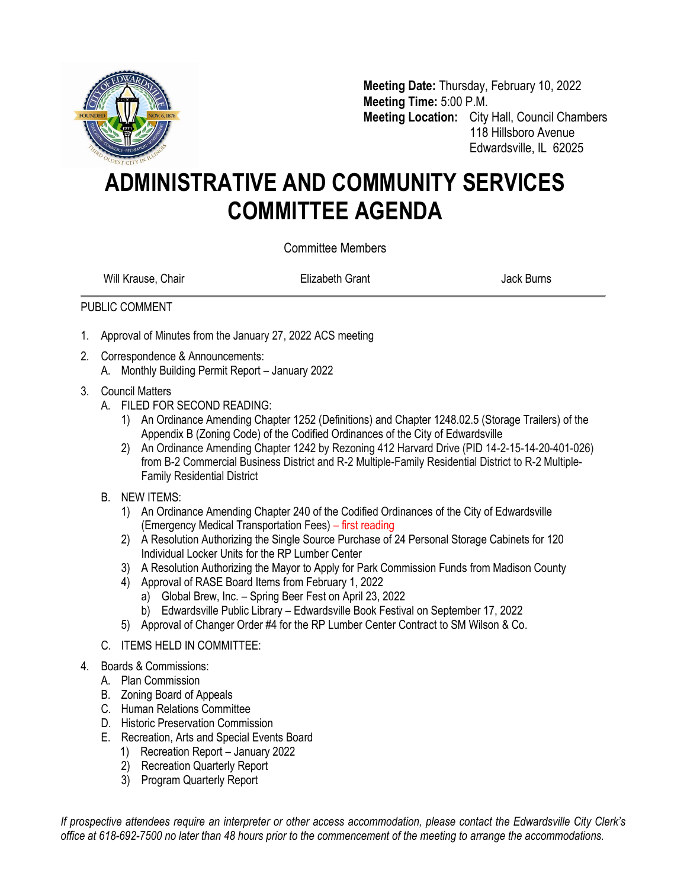**Meeting Date:** Thursday, February 10, 2022
**Meeting Time:** 5:00 P.M.
**Meeting Location:** City Hall, Council Chambers
118 Hillsboro Avenue
Edwardsville, IL 62025

# ADMINISTRATIVE AND COMMUNITY SERVICES COMMITTEE AGENDA

Committee Members

Will Krause, Chair | Elizabeth Grant | Jack Burns

PUBLIC COMMENT

1. Approval of Minutes from the January 27, 2022 ACS meeting
2. Correspondence & Announcements:
   A. Monthly Building Permit Report – January 2022
3. Council Matters
   A. FILED FOR SECOND READING:
      1) An Ordinance Amending Chapter 1252 (Definitions) and Chapter 1248.02.5 (Storage Trailers) of the Appendix B (Zoning Code) of the Codified Ordinances of the City of Edwardsville
      2) An Ordinance Amending Chapter 1242 by Rezoning 412 Harvard Drive (PID 14-2-15-14-20-401-026) from B-2 Commercial Business District and R-2 Multiple-Family Residential District to R-2 Multiple-Family Residential District
   B. NEW ITEMS:
      1) An Ordinance Amending Chapter 240 of the Codified Ordinances of the City of Edwardsville (Emergency Medical Transportation Fees) – first reading
      2) A Resolution Authorizing the Single Source Purchase of 24 Personal Storage Cabinets for 120 Individual Locker Units for the RP Lumber Center
      3) A Resolution Authorizing the Mayor to Apply for Park Commission Funds from Madison County
      4) Approval of RASE Board Items from February 1, 2022
         a) Global Brew, Inc. – Spring Beer Fest on April 23, 2022
         b) Edwardsville Public Library – Edwardsville Book Festival on September 17, 2022
      5) Approval of Changer Order #4 for the RP Lumber Center Contract to SM Wilson & Co.
   C. ITEMS HELD IN COMMITTEE:
4. Boards & Commissions:
   A. Plan Commission
   B. Zoning Board of Appeals
   C. Human Relations Committee
   D. Historic Preservation Commission
   E. Recreation, Arts and Special Events Board
      1) Recreation Report – January 2022
      2) Recreation Quarterly Report
      3) Program Quarterly Report

*If prospective attendees require an interpreter or other access accommodation, please contact the Edwardsville City Clerk's office at 618-692-7500 no later than 48 hours prior to the commencement of the meeting to arrange the accommodations.*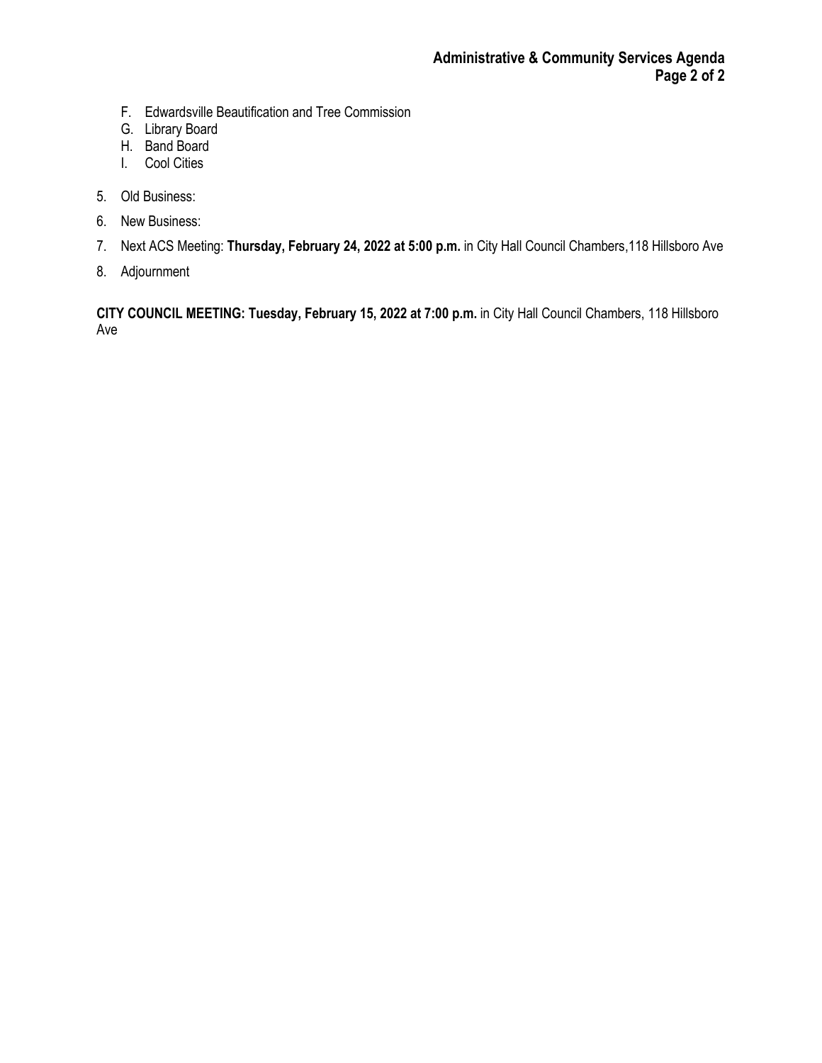F. Edwardsville Beautification and Tree Commission
G. Library Board
H. Band Board
I. Cool Cities

5. Old Business:
6. New Business:
7. Next ACS Meeting: **Thursday, February 24, 2022 at 5:00 p.m.** in City Hall Council Chambers,118 Hillsboro Ave
8. Adjournment

**CITY COUNCIL MEETING: Tuesday, February 15, 2022 at 7:00 p.m.** in City Hall Council Chambers, 118 Hillsboro Ave